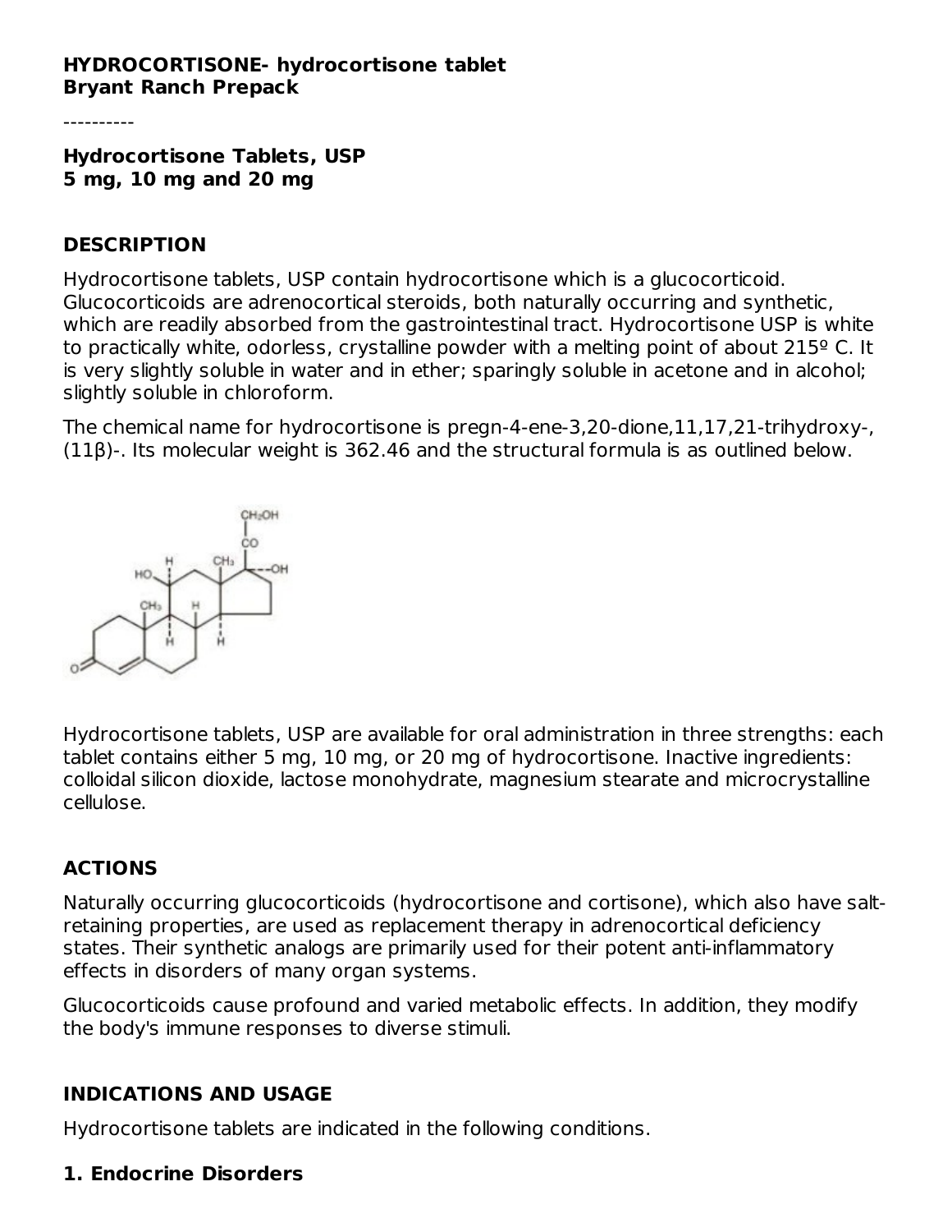**HYDROCORTISONE- hydrocortisone tablet**
**Bryant Ranch Prepack**

----------

**Hydrocortisone Tablets, USP**
**5 mg, 10 mg and 20 mg**

## DESCRIPTION

Hydrocortisone tablets, USP contain hydrocortisone which is a glucocorticoid. Glucocorticoids are adrenocortical steroids, both naturally occurring and synthetic, which are readily absorbed from the gastrointestinal tract. Hydrocortisone USP is white to practically white, odorless, crystalline powder with a melting point of about 215º C. It is very slightly soluble in water and in ether; sparingly soluble in acetone and in alcohol; slightly soluble in chloroform.

The chemical name for hydrocortisone is pregn-4-ene-3,20-dione,11,17,21-trihydroxy-, (11β)-. Its molecular weight is 362.46 and the structural formula is as outlined below.

Hydrocortisone tablets, USP are available for oral administration in three strengths: each tablet contains either 5 mg, 10 mg, or 20 mg of hydrocortisone. Inactive ingredients: colloidal silicon dioxide, lactose monohydrate, magnesium stearate and microcrystalline cellulose.

## ACTIONS

Naturally occurring glucocorticoids (hydrocortisone and cortisone), which also have salt-retaining properties, are used as replacement therapy in adrenocortical deficiency states. Their synthetic analogs are primarily used for their potent anti-inflammatory effects in disorders of many organ systems.

Glucocorticoids cause profound and varied metabolic effects. In addition, they modify the body's immune responses to diverse stimuli.

## INDICATIONS AND USAGE

Hydrocortisone tablets are indicated in the following conditions.

### 1. Endocrine Disorders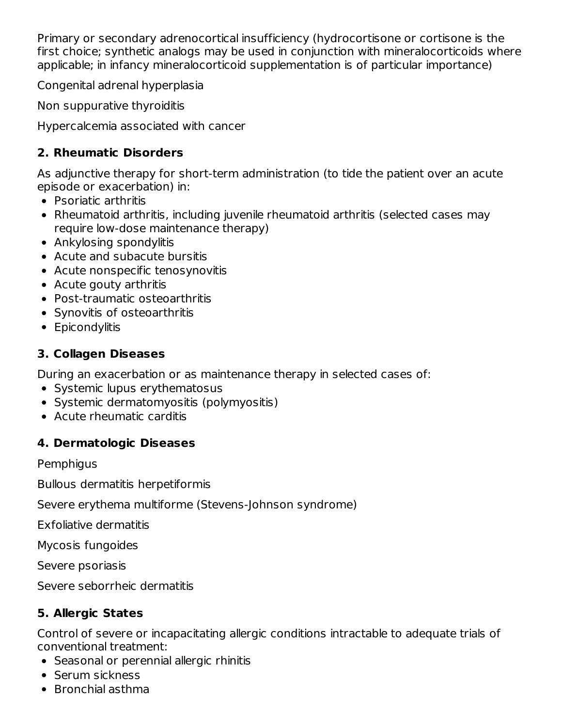Primary or secondary adrenocortical insufficiency (hydrocortisone or cortisone is the first choice; synthetic analogs may be used in conjunction with mineralocorticoids where applicable; in infancy mineralocorticoid supplementation is of particular importance)

Congenital adrenal hyperplasia

Non suppurative thyroiditis

Hypercalcemia associated with cancer

## 2. Rheumatic Disorders

As adjunctive therapy for short-term administration (to tide the patient over an acute episode or exacerbation) in:

- Psoriatic arthritis
- Rheumatoid arthritis, including juvenile rheumatoid arthritis (selected cases may require low-dose maintenance therapy)
- Ankylosing spondylitis
- Acute and subacute bursitis
- Acute nonspecific tenosynovitis
- Acute gouty arthritis
- Post-traumatic osteoarthritis
- Synovitis of osteoarthritis
- Epicondylitis

## 3. Collagen Diseases

During an exacerbation or as maintenance therapy in selected cases of:

- Systemic lupus erythematosus
- Systemic dermatomyositis (polymyositis)
- Acute rheumatic carditis

## 4. Dermatologic Diseases

Pemphigus

Bullous dermatitis herpetiformis

Severe erythema multiforme (Stevens-Johnson syndrome)

Exfoliative dermatitis

Mycosis fungoides

Severe psoriasis

Severe seborrheic dermatitis

## 5. Allergic States

Control of severe or incapacitating allergic conditions intractable to adequate trials of conventional treatment:

- Seasonal or perennial allergic rhinitis
- Serum sickness
- Bronchial asthma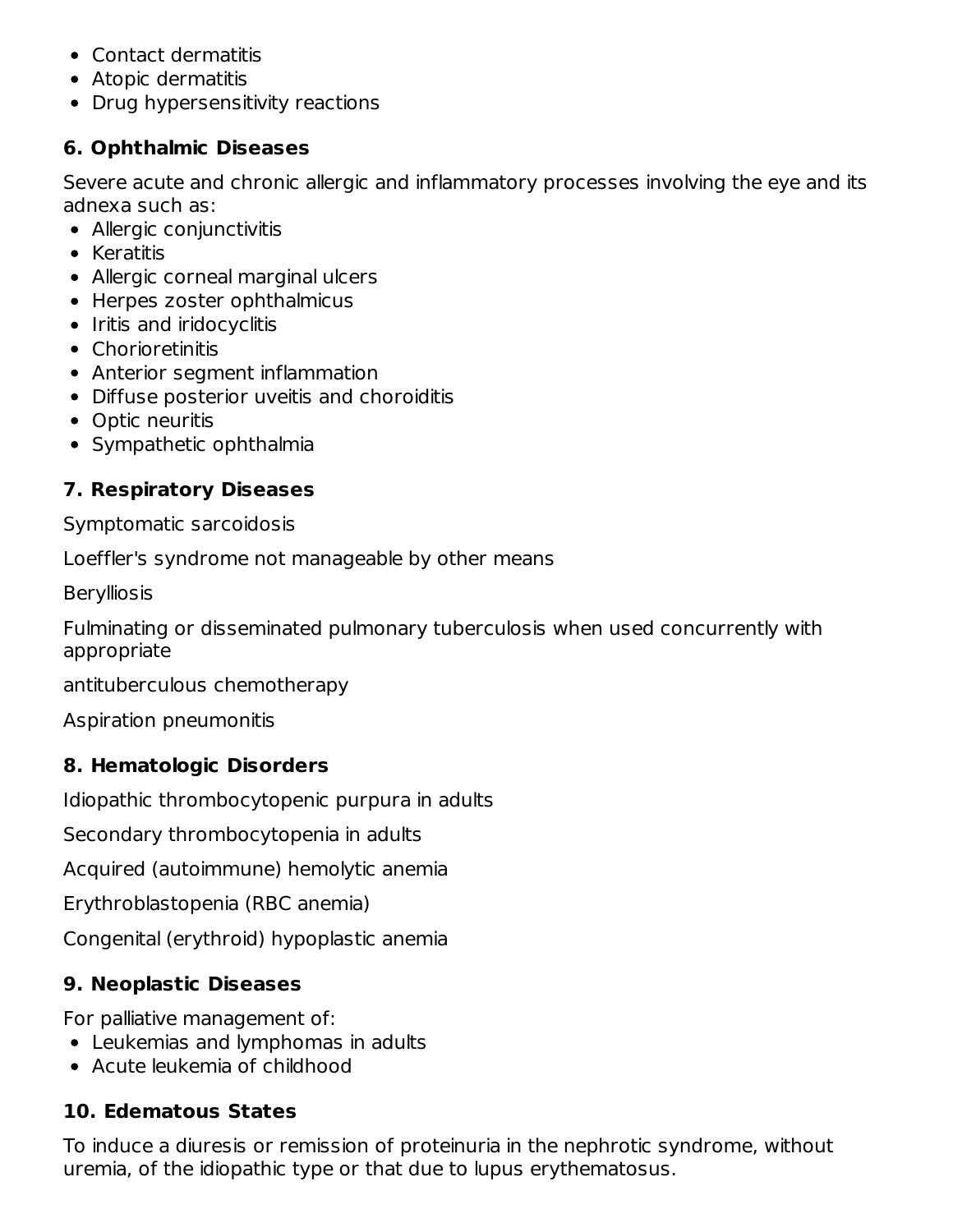- Contact dermatitis
- Atopic dermatitis
- Drug hypersensitivity reactions

### 6. Ophthalmic Diseases

Severe acute and chronic allergic and inflammatory processes involving the eye and its adnexa such as:

- Allergic conjunctivitis
- Keratitis
- Allergic corneal marginal ulcers
- Herpes zoster ophthalmicus
- Iritis and iridocyclitis
- Chorioretinitis
- Anterior segment inflammation
- Diffuse posterior uveitis and choroiditis
- Optic neuritis
- Sympathetic ophthalmia

### 7. Respiratory Diseases

Symptomatic sarcoidosis

Loeffler's syndrome not manageable by other means

Berylliosis

Fulminating or disseminated pulmonary tuberculosis when used concurrently with appropriate

antituberculous chemotherapy

Aspiration pneumonitis

### 8. Hematologic Disorders

Idiopathic thrombocytopenic purpura in adults

Secondary thrombocytopenia in adults

Acquired (autoimmune) hemolytic anemia

Erythroblastopenia (RBC anemia)

Congenital (erythroid) hypoplastic anemia

### 9. Neoplastic Diseases

For palliative management of:

- Leukemias and lymphomas in adults
- Acute leukemia of childhood

### 10. Edematous States

To induce a diuresis or remission of proteinuria in the nephrotic syndrome, without uremia, of the idiopathic type or that due to lupus erythematosus.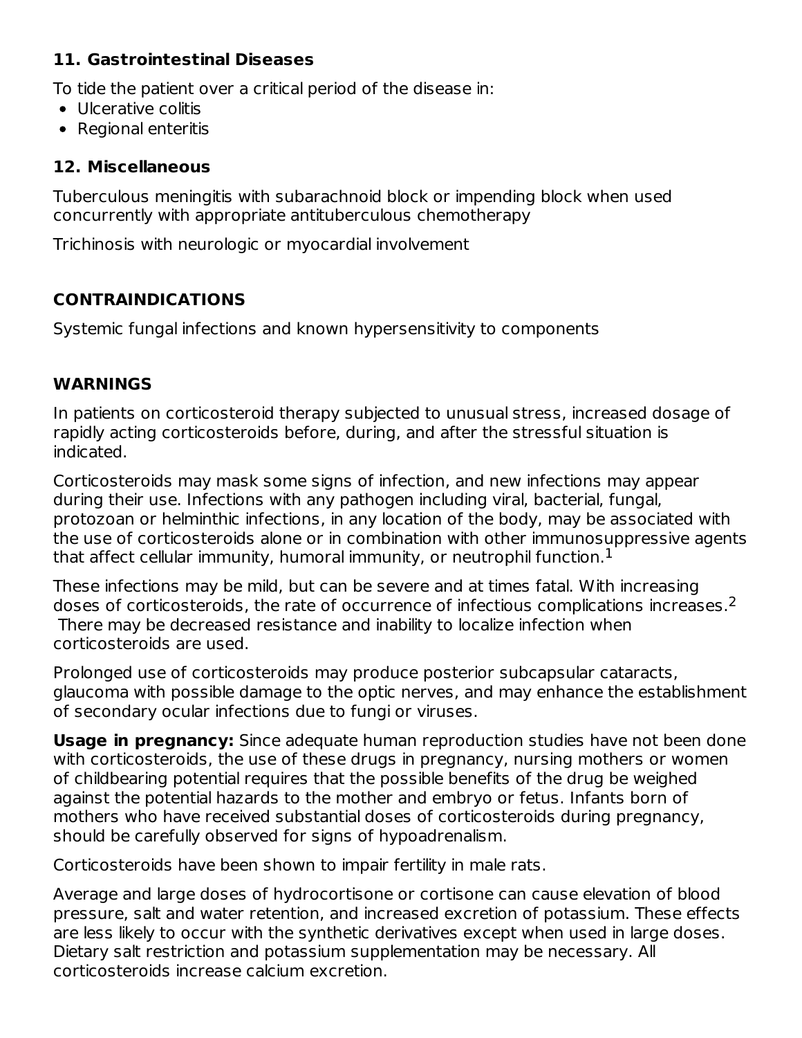### 11. Gastrointestinal Diseases

To tide the patient over a critical period of the disease in:

- Ulcerative colitis
- Regional enteritis

### 12. Miscellaneous

Tuberculous meningitis with subarachnoid block or impending block when used concurrently with appropriate antituberculous chemotherapy

Trichinosis with neurologic or myocardial involvement

## CONTRAINDICATIONS

Systemic fungal infections and known hypersensitivity to components

## WARNINGS

In patients on corticosteroid therapy subjected to unusual stress, increased dosage of rapidly acting corticosteroids before, during, and after the stressful situation is indicated.

Corticosteroids may mask some signs of infection, and new infections may appear during their use. Infections with any pathogen including viral, bacterial, fungal, protozoan or helminthic infections, in any location of the body, may be associated with the use of corticosteroids alone or in combination with other immunosuppressive agents that affect cellular immunity, humoral immunity, or neutrophil function.[1]

These infections may be mild, but can be severe and at times fatal. With increasing doses of corticosteroids, the rate of occurrence of infectious complications increases.[2] There may be decreased resistance and inability to localize infection when corticosteroids are used.

Prolonged use of corticosteroids may produce posterior subcapsular cataracts, glaucoma with possible damage to the optic nerves, and may enhance the establishment of secondary ocular infections due to fungi or viruses.

**Usage in pregnancy:** Since adequate human reproduction studies have not been done with corticosteroids, the use of these drugs in pregnancy, nursing mothers or women of childbearing potential requires that the possible benefits of the drug be weighed against the potential hazards to the mother and embryo or fetus. Infants born of mothers who have received substantial doses of corticosteroids during pregnancy, should be carefully observed for signs of hypoadrenalism.

Corticosteroids have been shown to impair fertility in male rats.

Average and large doses of hydrocortisone or cortisone can cause elevation of blood pressure, salt and water retention, and increased excretion of potassium. These effects are less likely to occur with the synthetic derivatives except when used in large doses. Dietary salt restriction and potassium supplementation may be necessary. All corticosteroids increase calcium excretion.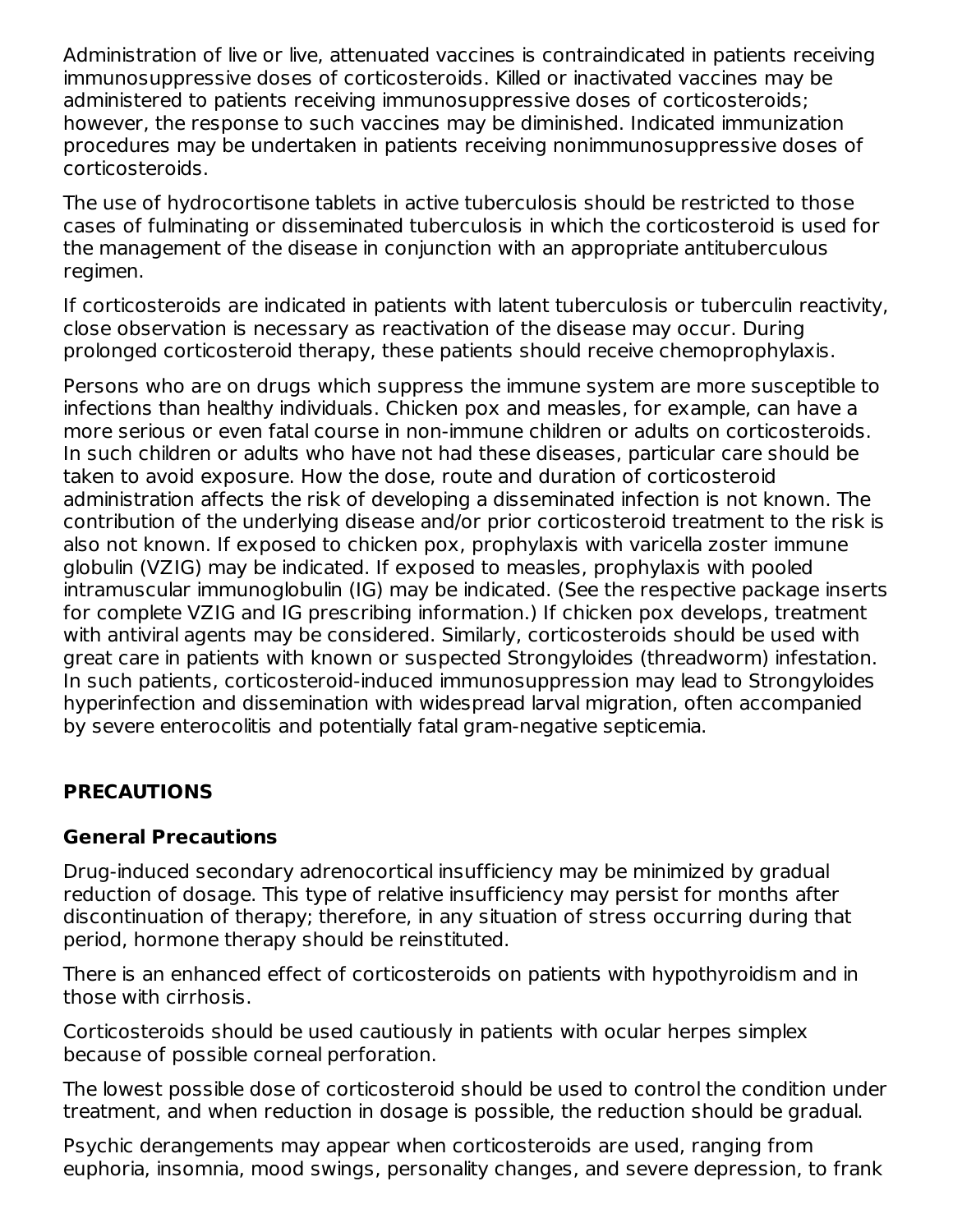Administration of live or live, attenuated vaccines is contraindicated in patients receiving immunosuppressive doses of corticosteroids. Killed or inactivated vaccines may be administered to patients receiving immunosuppressive doses of corticosteroids; however, the response to such vaccines may be diminished. Indicated immunization procedures may be undertaken in patients receiving nonimmunosuppressive doses of corticosteroids.

The use of hydrocortisone tablets in active tuberculosis should be restricted to those cases of fulminating or disseminated tuberculosis in which the corticosteroid is used for the management of the disease in conjunction with an appropriate antituberculous regimen.

If corticosteroids are indicated in patients with latent tuberculosis or tuberculin reactivity, close observation is necessary as reactivation of the disease may occur. During prolonged corticosteroid therapy, these patients should receive chemoprophylaxis.

Persons who are on drugs which suppress the immune system are more susceptible to infections than healthy individuals. Chicken pox and measles, for example, can have a more serious or even fatal course in non-immune children or adults on corticosteroids. In such children or adults who have not had these diseases, particular care should be taken to avoid exposure. How the dose, route and duration of corticosteroid administration affects the risk of developing a disseminated infection is not known. The contribution of the underlying disease and/or prior corticosteroid treatment to the risk is also not known. If exposed to chicken pox, prophylaxis with varicella zoster immune globulin (VZIG) may be indicated. If exposed to measles, prophylaxis with pooled intramuscular immunoglobulin (IG) may be indicated. (See the respective package inserts for complete VZIG and IG prescribing information.) If chicken pox develops, treatment with antiviral agents may be considered. Similarly, corticosteroids should be used with great care in patients with known or suspected Strongyloides (threadworm) infestation. In such patients, corticosteroid-induced immunosuppression may lead to Strongyloides hyperinfection and dissemination with widespread larval migration, often accompanied by severe enterocolitis and potentially fatal gram-negative septicemia.

## PRECAUTIONS

### General Precautions

Drug-induced secondary adrenocortical insufficiency may be minimized by gradual reduction of dosage. This type of relative insufficiency may persist for months after discontinuation of therapy; therefore, in any situation of stress occurring during that period, hormone therapy should be reinstituted.

There is an enhanced effect of corticosteroids on patients with hypothyroidism and in those with cirrhosis.

Corticosteroids should be used cautiously in patients with ocular herpes simplex because of possible corneal perforation.

The lowest possible dose of corticosteroid should be used to control the condition under treatment, and when reduction in dosage is possible, the reduction should be gradual.

Psychic derangements may appear when corticosteroids are used, ranging from euphoria, insomnia, mood swings, personality changes, and severe depression, to frank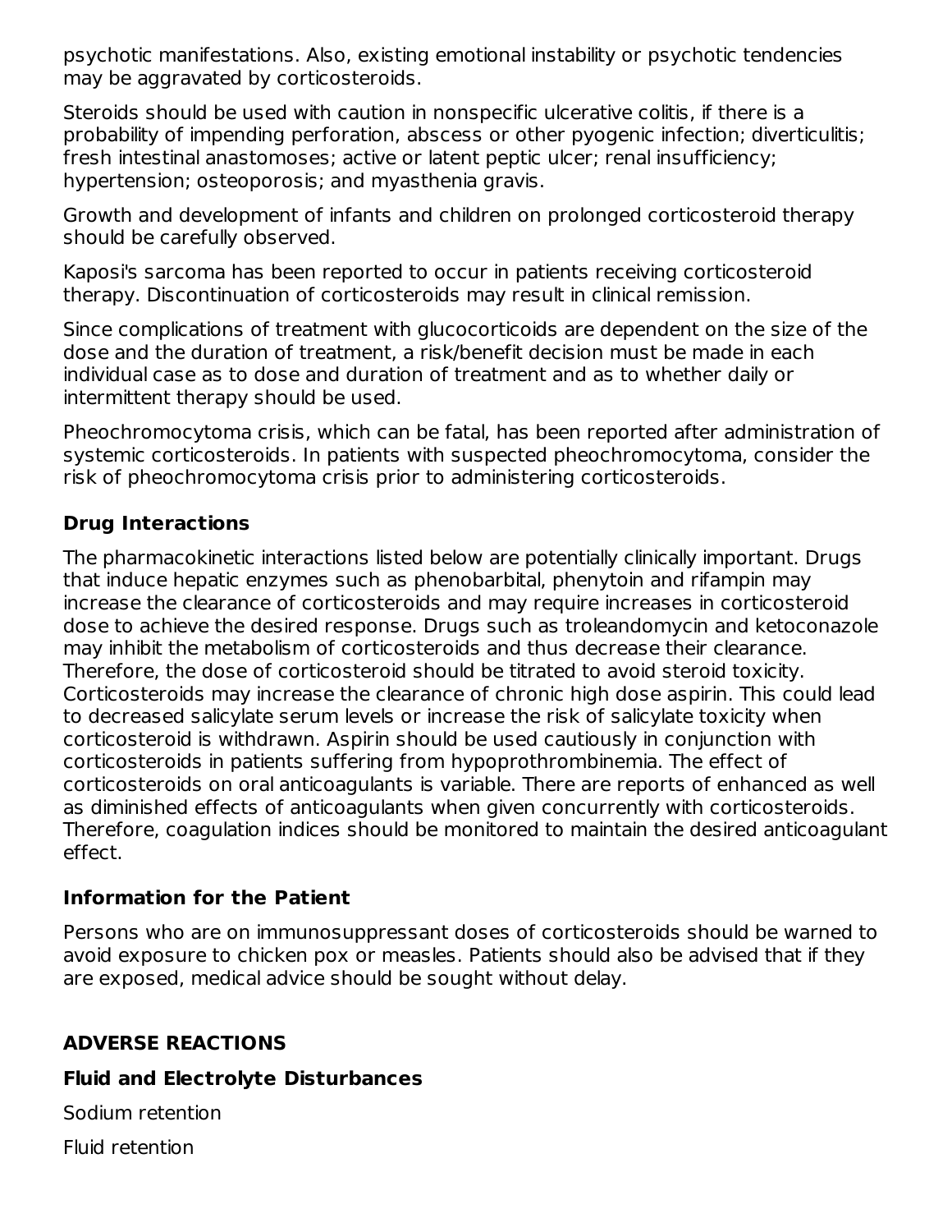psychotic manifestations. Also, existing emotional instability or psychotic tendencies may be aggravated by corticosteroids.

Steroids should be used with caution in nonspecific ulcerative colitis, if there is a probability of impending perforation, abscess or other pyogenic infection; diverticulitis; fresh intestinal anastomoses; active or latent peptic ulcer; renal insufficiency; hypertension; osteoporosis; and myasthenia gravis.

Growth and development of infants and children on prolonged corticosteroid therapy should be carefully observed.

Kaposi's sarcoma has been reported to occur in patients receiving corticosteroid therapy. Discontinuation of corticosteroids may result in clinical remission.

Since complications of treatment with glucocorticoids are dependent on the size of the dose and the duration of treatment, a risk/benefit decision must be made in each individual case as to dose and duration of treatment and as to whether daily or intermittent therapy should be used.

Pheochromocytoma crisis, which can be fatal, has been reported after administration of systemic corticosteroids. In patients with suspected pheochromocytoma, consider the risk of pheochromocytoma crisis prior to administering corticosteroids.

### Drug Interactions

The pharmacokinetic interactions listed below are potentially clinically important. Drugs that induce hepatic enzymes such as phenobarbital, phenytoin and rifampin may increase the clearance of corticosteroids and may require increases in corticosteroid dose to achieve the desired response. Drugs such as troleandomycin and ketoconazole may inhibit the metabolism of corticosteroids and thus decrease their clearance. Therefore, the dose of corticosteroid should be titrated to avoid steroid toxicity. Corticosteroids may increase the clearance of chronic high dose aspirin. This could lead to decreased salicylate serum levels or increase the risk of salicylate toxicity when corticosteroid is withdrawn. Aspirin should be used cautiously in conjunction with corticosteroids in patients suffering from hypoprothrombinemia. The effect of corticosteroids on oral anticoagulants is variable. There are reports of enhanced as well as diminished effects of anticoagulants when given concurrently with corticosteroids. Therefore, coagulation indices should be monitored to maintain the desired anticoagulant effect.

### Information for the Patient

Persons who are on immunosuppressant doses of corticosteroids should be warned to avoid exposure to chicken pox or measles. Patients should also be advised that if they are exposed, medical advice should be sought without delay.

## ADVERSE REACTIONS

### Fluid and Electrolyte Disturbances

Sodium retention

Fluid retention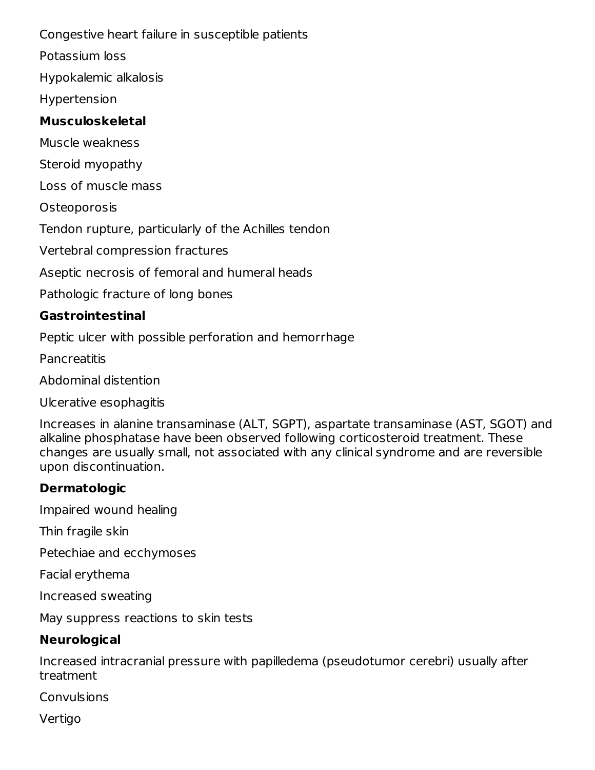Congestive heart failure in susceptible patients

Potassium loss

Hypokalemic alkalosis

Hypertension

**Musculoskeletal**

Muscle weakness

Steroid myopathy

Loss of muscle mass

Osteoporosis

Tendon rupture, particularly of the Achilles tendon

Vertebral compression fractures

Aseptic necrosis of femoral and humeral heads

Pathologic fracture of long bones

**Gastrointestinal**

Peptic ulcer with possible perforation and hemorrhage

Pancreatitis

Abdominal distention

Ulcerative esophagitis

Increases in alanine transaminase (ALT, SGPT), aspartate transaminase (AST, SGOT) and alkaline phosphatase have been observed following corticosteroid treatment. These changes are usually small, not associated with any clinical syndrome and are reversible upon discontinuation.

**Dermatologic**

Impaired wound healing

Thin fragile skin

Petechiae and ecchymoses

Facial erythema

Increased sweating

May suppress reactions to skin tests

**Neurological**

Increased intracranial pressure with papilledema (pseudotumor cerebri) usually after treatment

Convulsions

Vertigo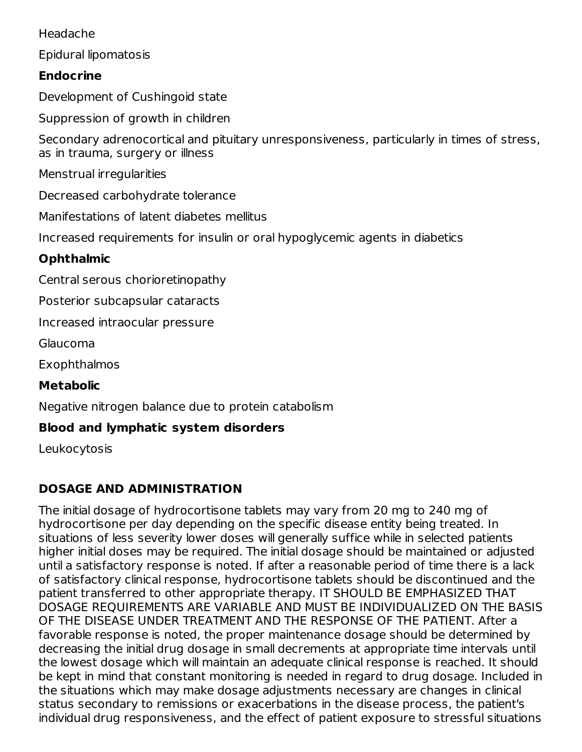Headache

Epidural lipomatosis

**Endocrine**

Development of Cushingoid state

Suppression of growth in children

Secondary adrenocortical and pituitary unresponsiveness, particularly in times of stress, as in trauma, surgery or illness

Menstrual irregularities

Decreased carbohydrate tolerance

Manifestations of latent diabetes mellitus

Increased requirements for insulin or oral hypoglycemic agents in diabetics

**Ophthalmic**

Central serous chorioretinopathy

Posterior subcapsular cataracts

Increased intraocular pressure

Glaucoma

Exophthalmos

**Metabolic**

Negative nitrogen balance due to protein catabolism

**Blood and lymphatic system disorders**

Leukocytosis

## DOSAGE AND ADMINISTRATION

The initial dosage of hydrocortisone tablets may vary from 20 mg to 240 mg of hydrocortisone per day depending on the specific disease entity being treated. In situations of less severity lower doses will generally suffice while in selected patients higher initial doses may be required. The initial dosage should be maintained or adjusted until a satisfactory response is noted. If after a reasonable period of time there is a lack of satisfactory clinical response, hydrocortisone tablets should be discontinued and the patient transferred to other appropriate therapy. IT SHOULD BE EMPHASIZED THAT DOSAGE REQUIREMENTS ARE VARIABLE AND MUST BE INDIVIDUALIZED ON THE BASIS OF THE DISEASE UNDER TREATMENT AND THE RESPONSE OF THE PATIENT. After a favorable response is noted, the proper maintenance dosage should be determined by decreasing the initial drug dosage in small decrements at appropriate time intervals until the lowest dosage which will maintain an adequate clinical response is reached. It should be kept in mind that constant monitoring is needed in regard to drug dosage. Included in the situations which may make dosage adjustments necessary are changes in clinical status secondary to remissions or exacerbations in the disease process, the patient's individual drug responsiveness, and the effect of patient exposure to stressful situations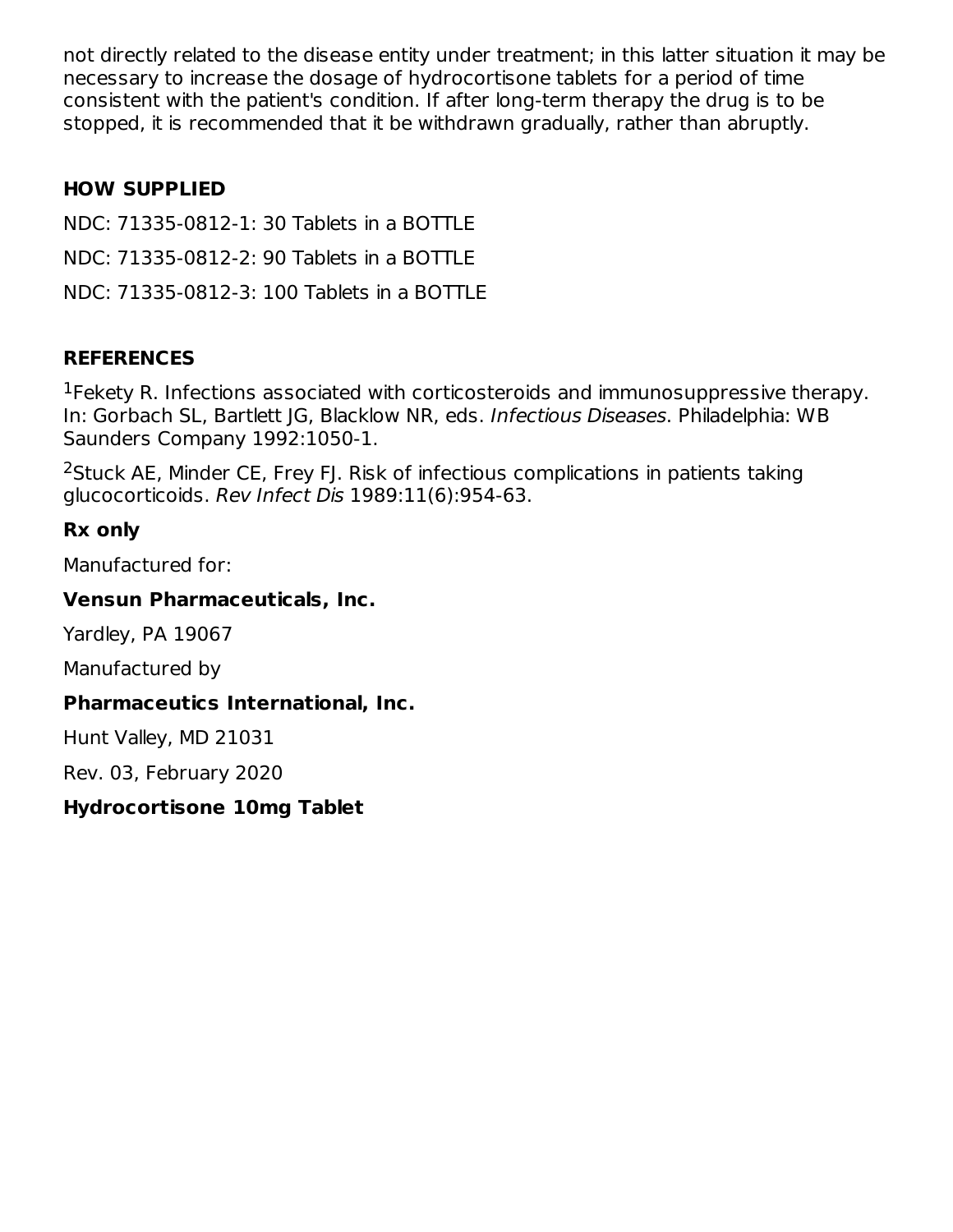not directly related to the disease entity under treatment; in this latter situation it may be necessary to increase the dosage of hydrocortisone tablets for a period of time consistent with the patient's condition. If after long-term therapy the drug is to be stopped, it is recommended that it be withdrawn gradually, rather than abruptly.

## HOW SUPPLIED

NDC: 71335-0812-1: 30 Tablets in a BOTTLE

NDC: 71335-0812-2: 90 Tablets in a BOTTLE

NDC: 71335-0812-3: 100 Tablets in a BOTTLE

## REFERENCES

[1]Fekety R. Infections associated with corticosteroids and immunosuppressive therapy. In: Gorbach SL, Bartlett JG, Blacklow NR, eds. *Infectious Diseases*. Philadelphia: WB Saunders Company 1992:1050-1.

[2]Stuck AE, Minder CE, Frey FJ. Risk of infectious complications in patients taking glucocorticoids. *Rev Infect Dis* 1989:11(6):954-63.

**Rx only**

Manufactured for:

**Vensun Pharmaceuticals, Inc.**

Yardley, PA 19067

Manufactured by

**Pharmaceutics International, Inc.**

Hunt Valley, MD 21031

Rev. 03, February 2020

**Hydrocortisone 10mg Tablet**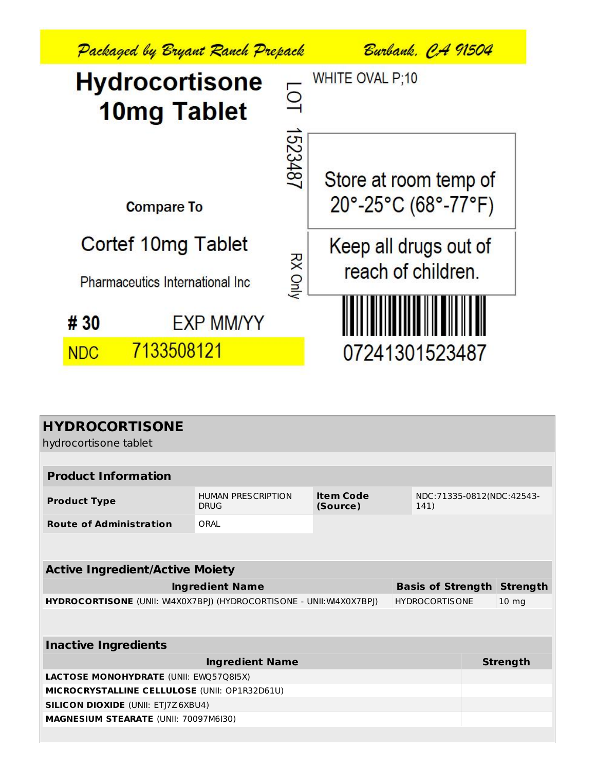Packaged by Bryant Ranch Prepack    Burbank, CA 91504

**Hydrocortisone 10mg Tablet**

LOT 1523487

WHITE OVAL P;10

Store at room temp of 20°-25°C (68°-77°F)

Compare To

Cortef 10mg Tablet

Pharmaceutics International Inc

RX Only

Keep all drugs out of reach of children.

# 30    EXP MM/YY

NDC 7133508121

07241301523487

## HYDROCORTISONE

hydrocortisone tablet

| **Product Information** | | | |
|---|---|---|---|
| **Product Type** | HUMAN PRESCRIPTION DRUG | **Item Code (Source)** | NDC:71335-0812(NDC:42543-141) |
| **Route of Administration** | ORAL | | |

| **Active Ingredient/Active Moiety** | | |
|---|---|---|
| **Ingredient Name** | **Basis of Strength** | **Strength** |
| **HYDROCORTISONE** (UNII: WI4X0X7BPJ) (HYDROCORTISONE - UNII:WI4X0X7BPJ) | HYDROCORTISONE | 10 mg |

| **Inactive Ingredients** | |
|---|---|
| **Ingredient Name** | **Strength** |
| **LACTOSE MONOHYDRATE** (UNII: EWQ57Q8I5X) | |
| **MICROCRYSTALLINE CELLULOSE** (UNII: OP1R32D61U) | |
| **SILICON DIOXIDE** (UNII: ETJ7Z6XBU4) | |
| **MAGNESIUM STEARATE** (UNII: 70097M6I30) | |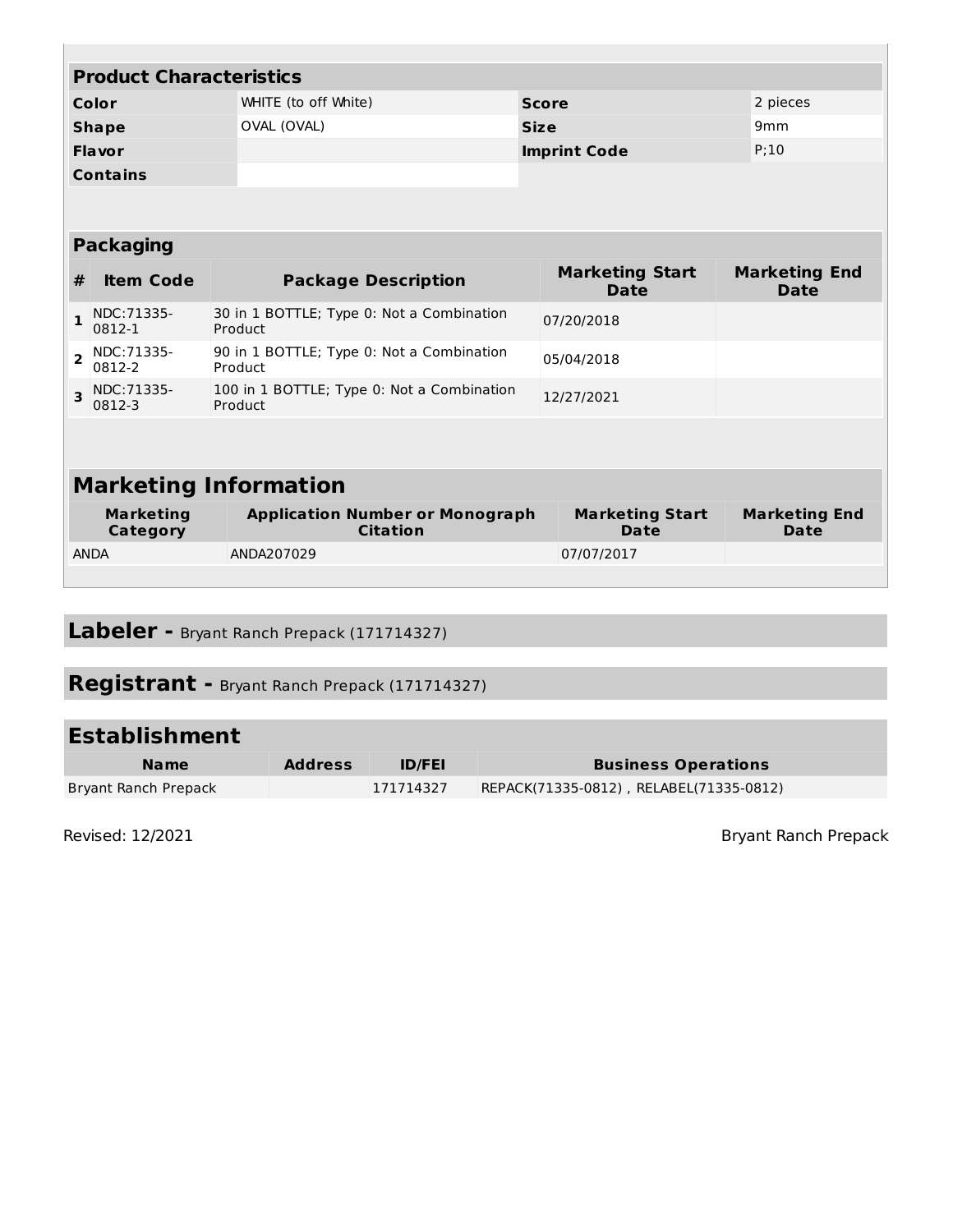## Product Characteristics

| | | | |
|---|---|---|---|
| **Color** | WHITE (to off White) | **Score** | 2 pieces |
| **Shape** | OVAL (OVAL) | **Size** | 9mm |
| **Flavor** | | **Imprint Code** | P;10 |
| **Contains** | | | |

## Packaging

| # | Item Code | Package Description | Marketing Start Date | Marketing End Date |
|---|---|---|---|---|
| 1 | NDC:71335-0812-1 | 30 in 1 BOTTLE; Type 0: Not a Combination Product | 07/20/2018 | |
| 2 | NDC:71335-0812-2 | 90 in 1 BOTTLE; Type 0: Not a Combination Product | 05/04/2018 | |
| 3 | NDC:71335-0812-3 | 100 in 1 BOTTLE; Type 0: Not a Combination Product | 12/27/2021 | |

## Marketing Information

| Marketing Category | Application Number or Monograph Citation | Marketing Start Date | Marketing End Date |
|---|---|---|---|
| ANDA | ANDA207029 | 07/07/2017 | |

## Labeler - Bryant Ranch Prepack (171714327)

## Registrant - Bryant Ranch Prepack (171714327)

## Establishment

| Name | Address | ID/FEI | Business Operations |
|---|---|---|---|
| Bryant Ranch Prepack | | 171714327 | REPACK(71335-0812) , RELABEL(71335-0812) |

Revised: 12/2021

Bryant Ranch Prepack